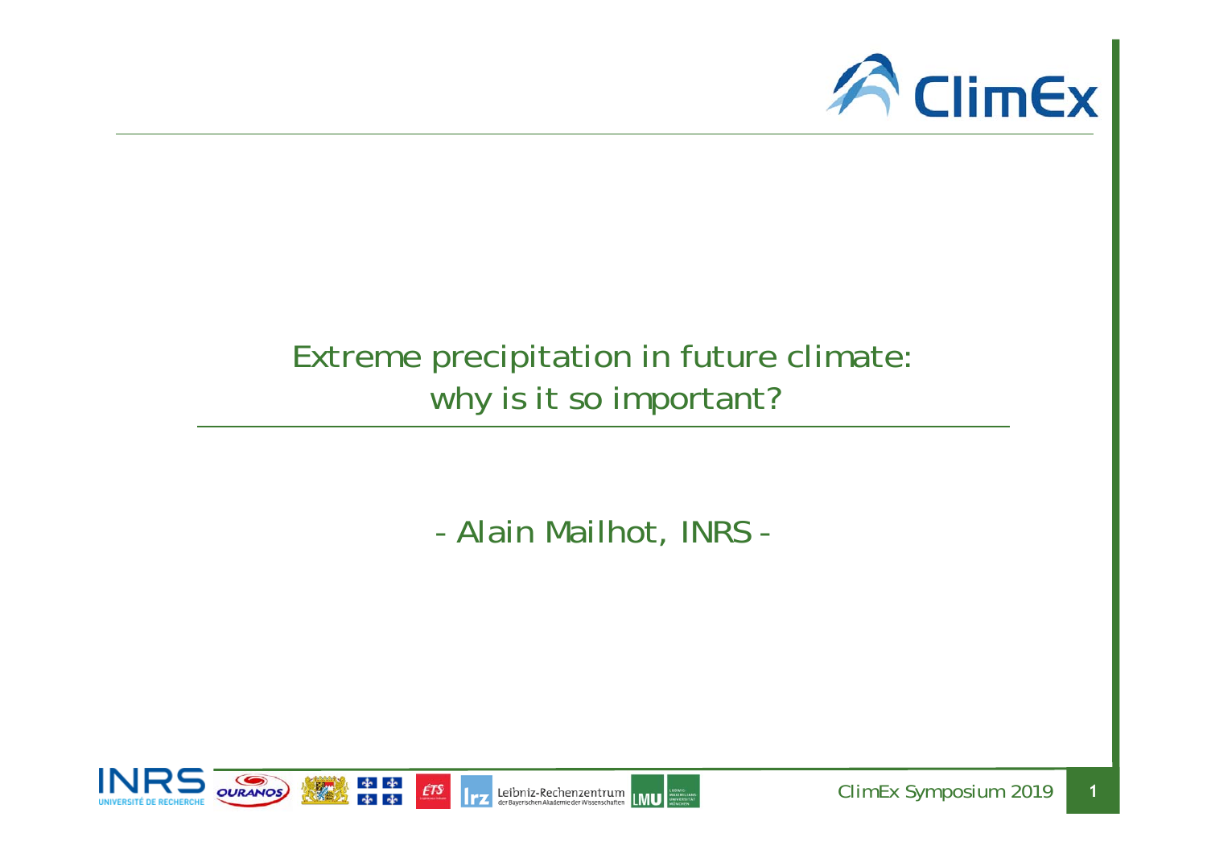# Extreme precipitation in future climate: why is it so important?

- Alain Mailhot, INRS -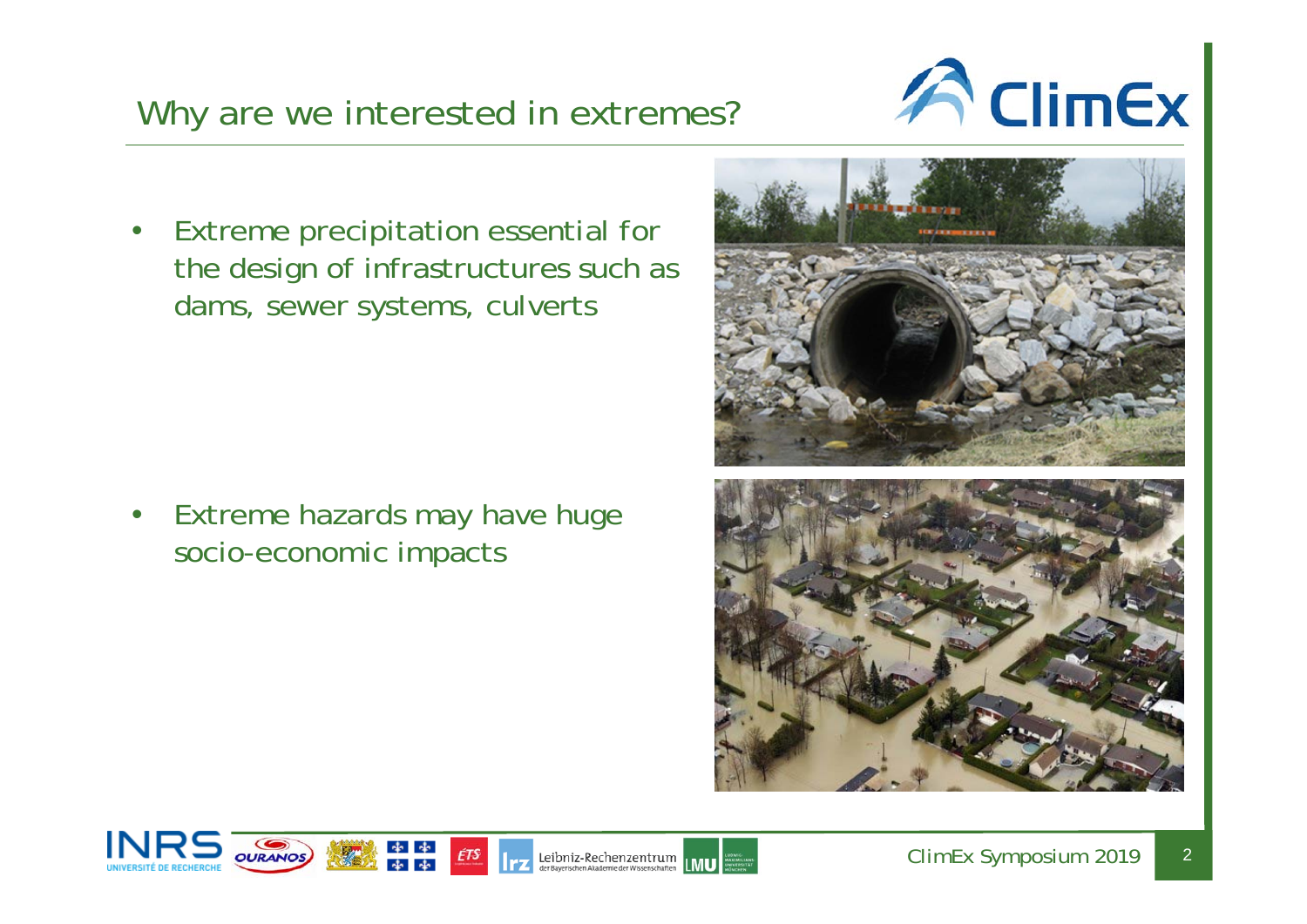## Why are we interested in extremes?

- Extreme precipitation essential for the design of infrastructures such as dams, sewer systems, culverts

- Extreme hazards may have huge socio-economic impacts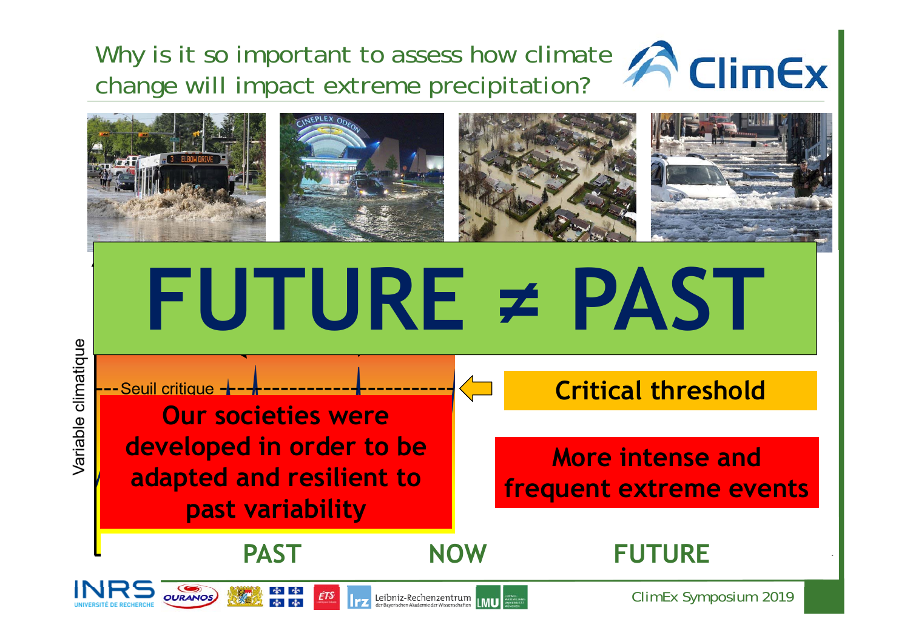## Why is it so important to assess how climate change will impact extreme precipitation?

ClimEx

# FUTURE ≠ PAST

Variable climatique

Seuil critique

Critical threshold

**Our societies were developed in order to be adapted and resilient to past variability**

**More intense and frequent extreme events**

**PAST** **NOW** **FUTURE**

INRS Université de recherche · OURANOS · ÉTS · Leibniz-Rechenzentrum der Bayerischen Akademie der Wissenschaften · LMU

ClimEx Symposium 2019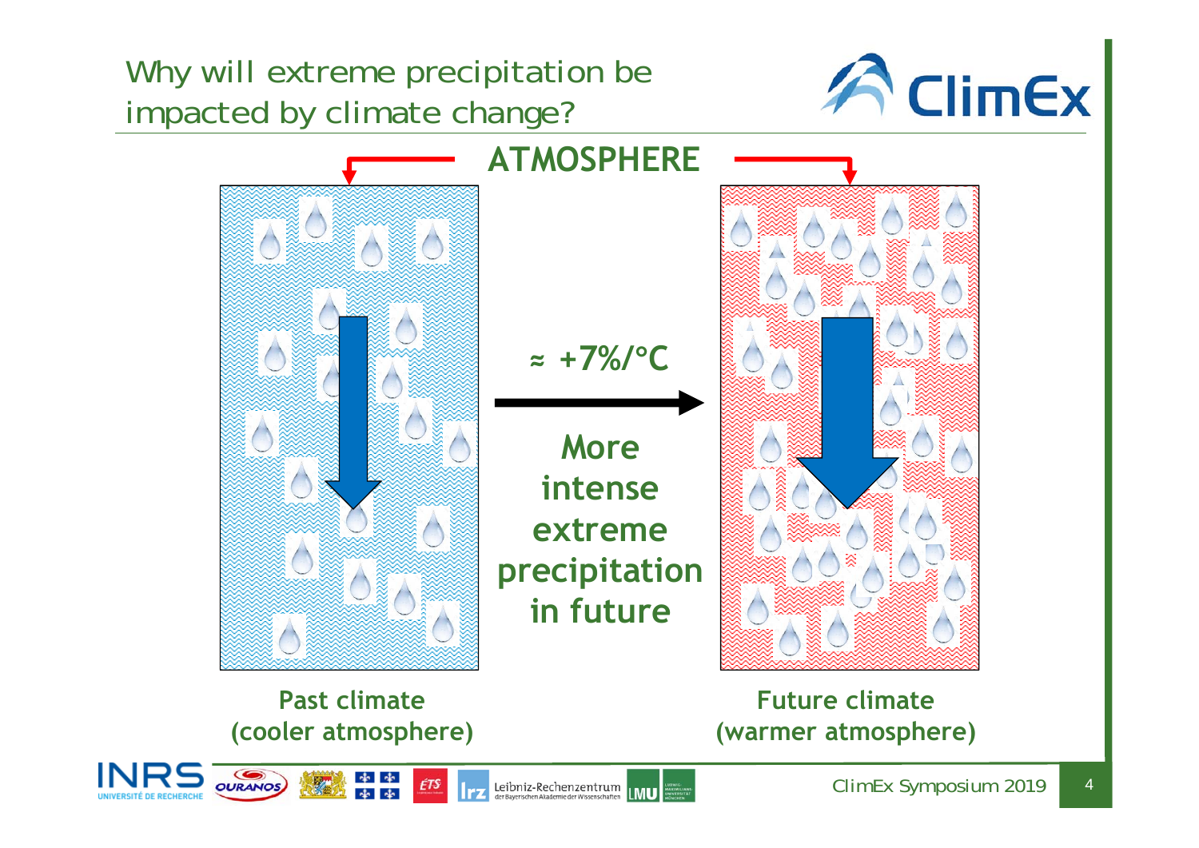# Why will extreme precipitation be impacted by climate change?

**ATMOSPHERE**

**≈ +7%/°C**

**More intense extreme precipitation in future**

**Past climate (cooler atmosphere)**

**Future climate (warmer atmosphere)**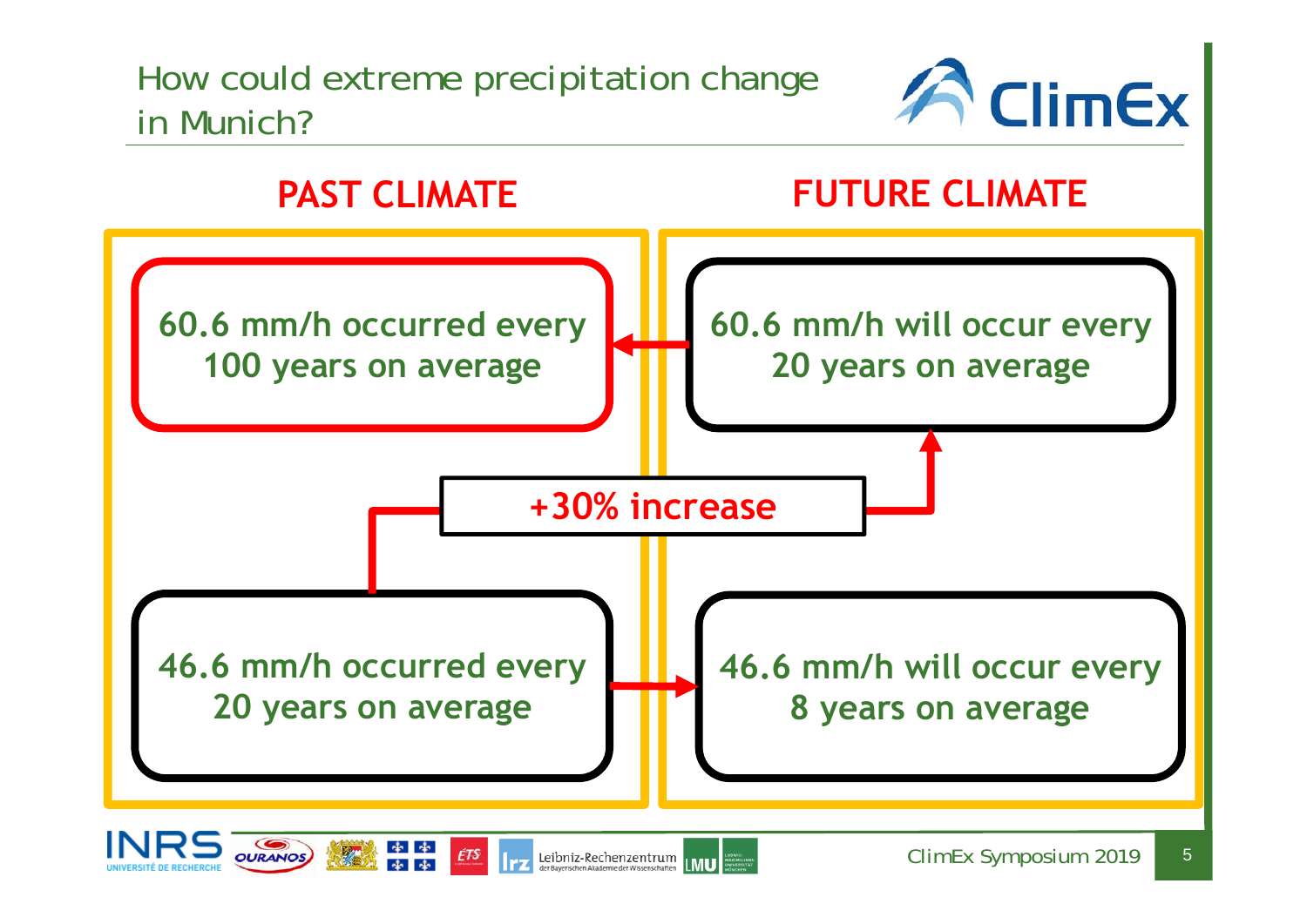# How could extreme precipitation change in Munich?

## PAST CLIMATE

**60.6 mm/h occurred every 100 years on average**

**46.6 mm/h occurred every 20 years on average**

## FUTURE CLIMATE

**60.6 mm/h will occur every 20 years on average**

**46.6 mm/h will occur every 8 years on average**

**+30% increase**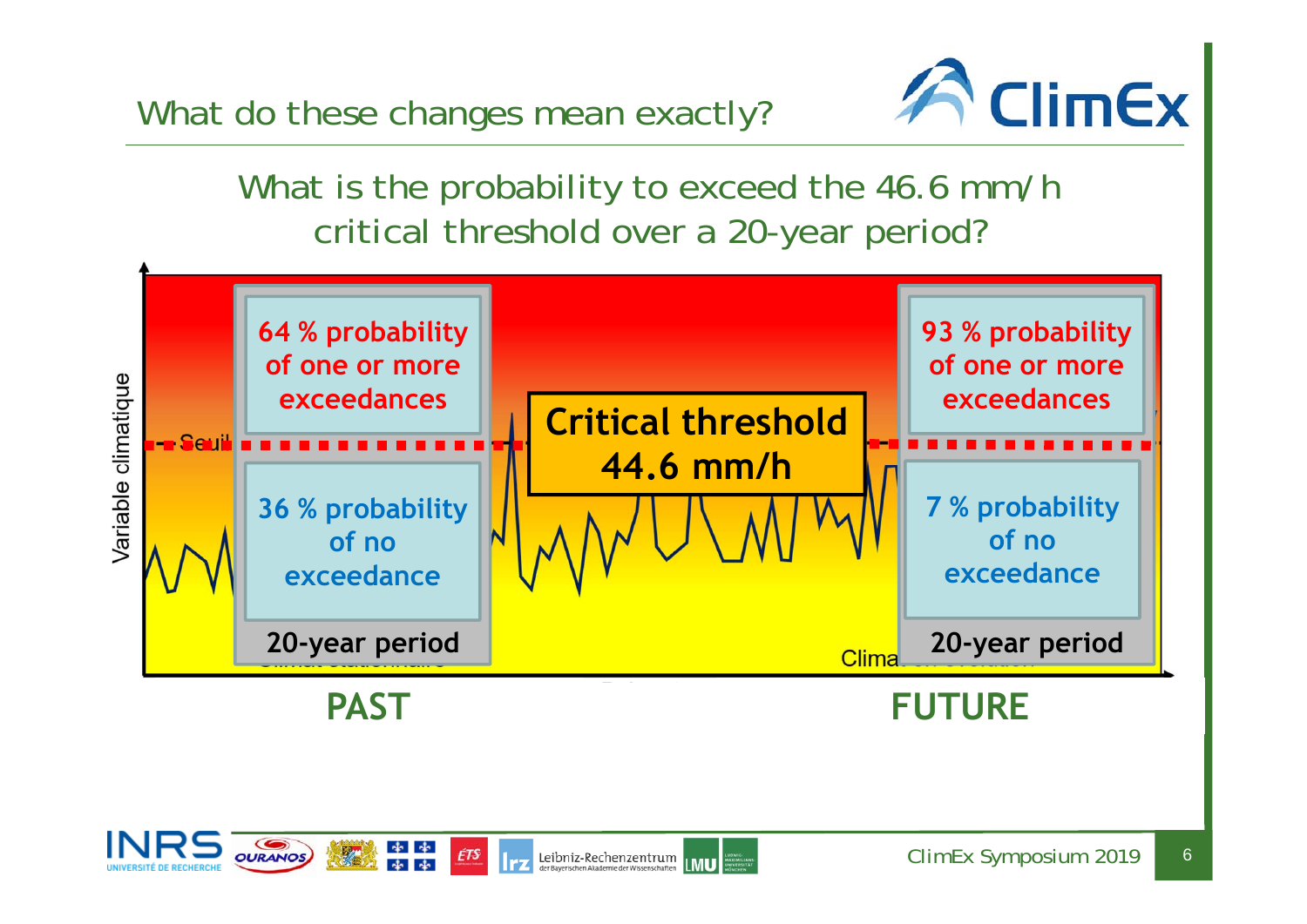## What do these changes mean exactly?

What is the probability to exceed the 46.6 mm/h critical threshold over a 20-year period?

Variable climatique

Seuil

**64 % probability of one or more exceedances**

**36 % probability of no exceedance**

**20-year period**

**Critical threshold 44.6 mm/h**

**93 % probability of one or more exceedances**

**7 % probability of no exceedance**

**20-year period**

**PAST**

**FUTURE**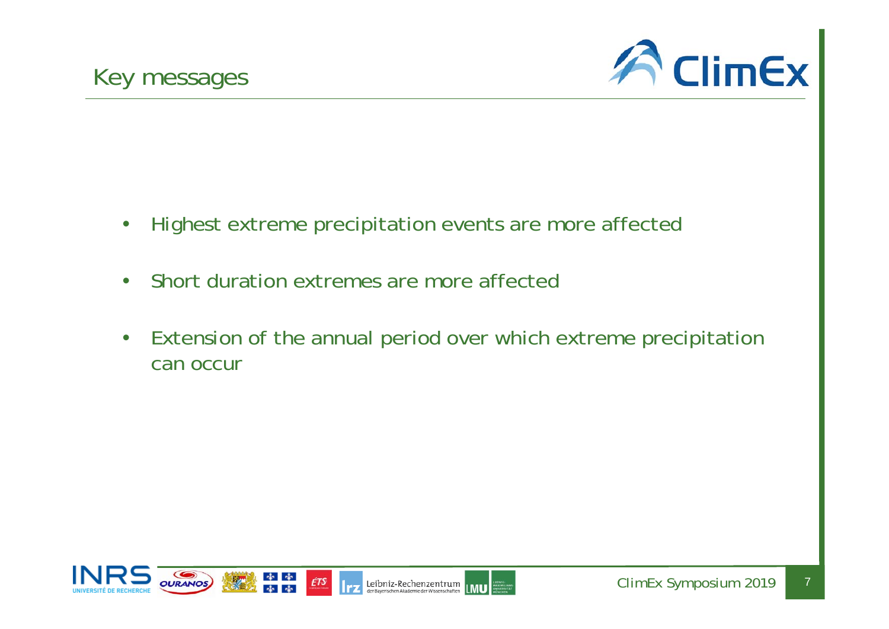## Key messages

- Highest extreme precipitation events are more affected
- Short duration extremes are more affected
- Extension of the annual period over which extreme precipitation can occur